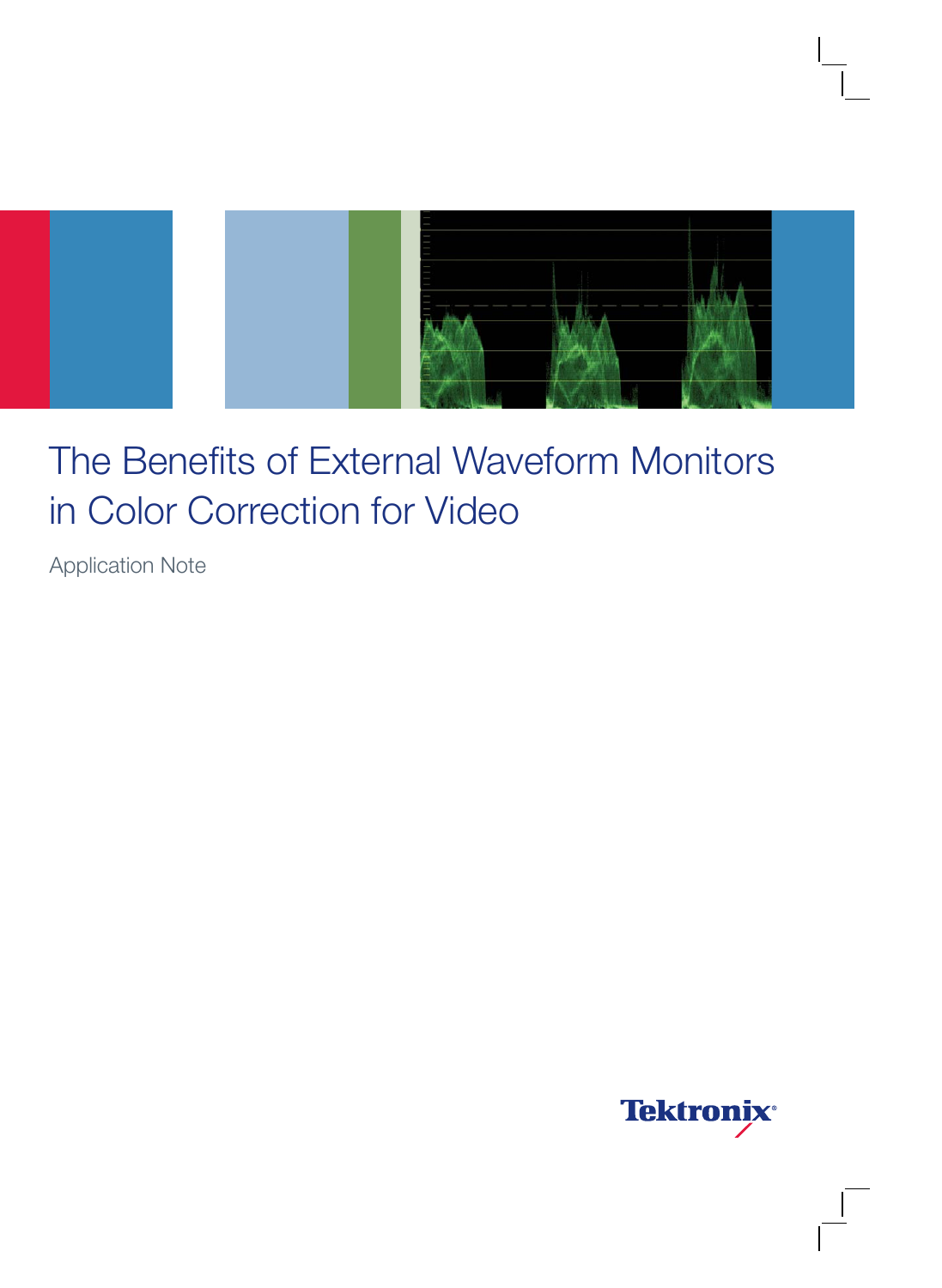# The Benefits of External Waveform Monitors in Color Correction for Video

Application Note

Tektronix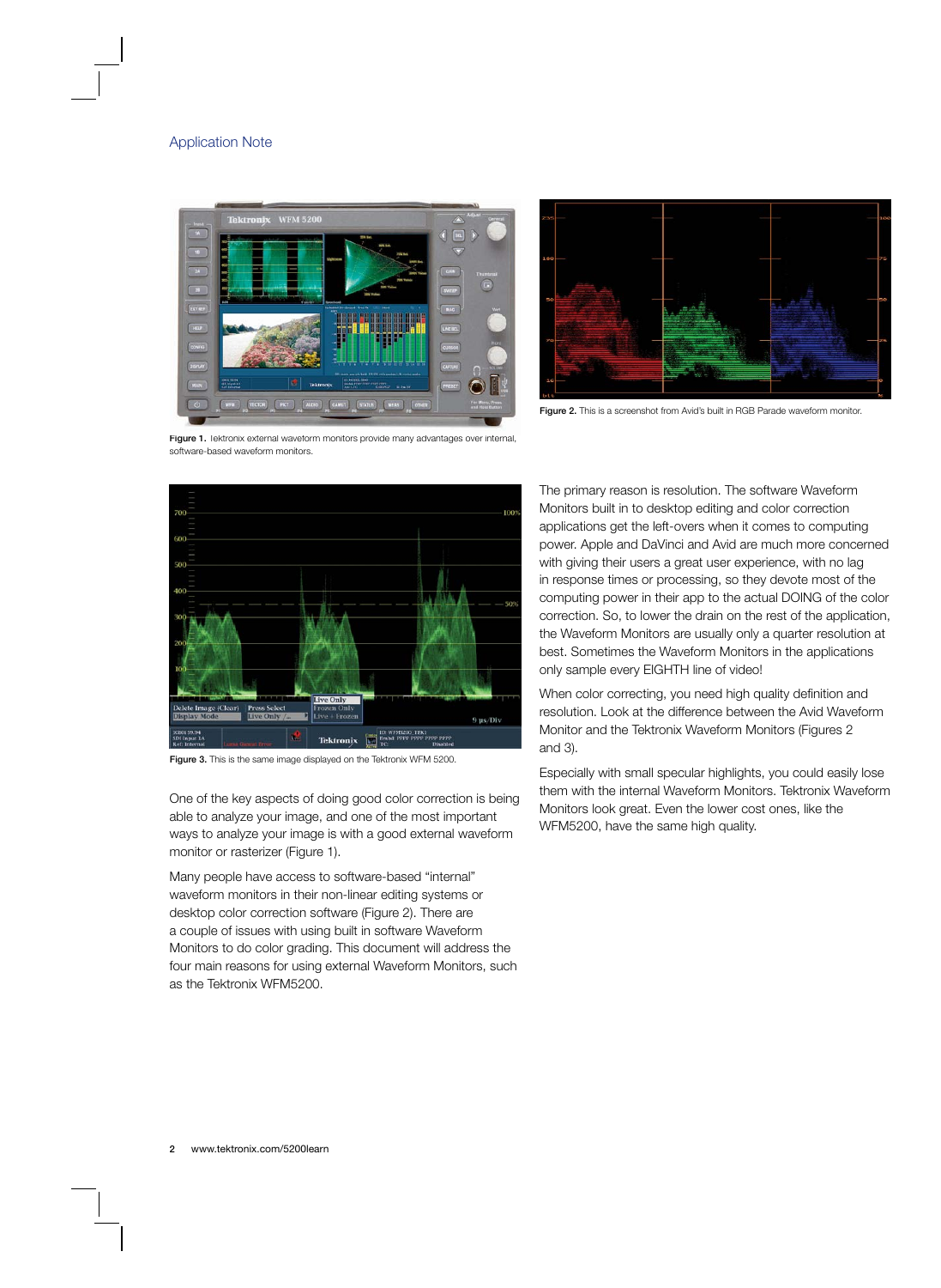Figure 1. Tektronix external waveform monitors provide many advantages over internal, software-based waveform monitors.

Figure 2. This is a screenshot from Avid's built in RGB Parade waveform monitor.

Figure 3. This is the same image displayed on the Tektronix WFM 5200.

One of the key aspects of doing good color correction is being able to analyze your image, and one of the most important ways to analyze your image is with a good external waveform monitor or rasterizer (Figure 1).

Many people have access to software-based "internal" waveform monitors in their non-linear editing systems or desktop color correction software (Figure 2). There are a couple of issues with using built in software Waveform Monitors to do color grading. This document will address the four main reasons for using external Waveform Monitors, such as the Tektronix WFM5200.

The primary reason is resolution. The software Waveform Monitors built in to desktop editing and color correction applications get the left-overs when it comes to computing power. Apple and DaVinci and Avid are much more concerned with giving their users a great user experience, with no lag in response times or processing, so they devote most of the computing power in their app to the actual DOING of the color correction. So, to lower the drain on the rest of the application, the Waveform Monitors are usually only a quarter resolution at best. Sometimes the Waveform Monitors in the applications only sample every EIGHTH line of video!

When color correcting, you need high quality definition and resolution. Look at the difference between the Avid Waveform Monitor and the Tektronix Waveform Monitors (Figures 2 and 3).

Especially with small specular highlights, you could easily lose them with the internal Waveform Monitors. Tektronix Waveform Monitors look great. Even the lower cost ones, like the WFM5200, have the same high quality.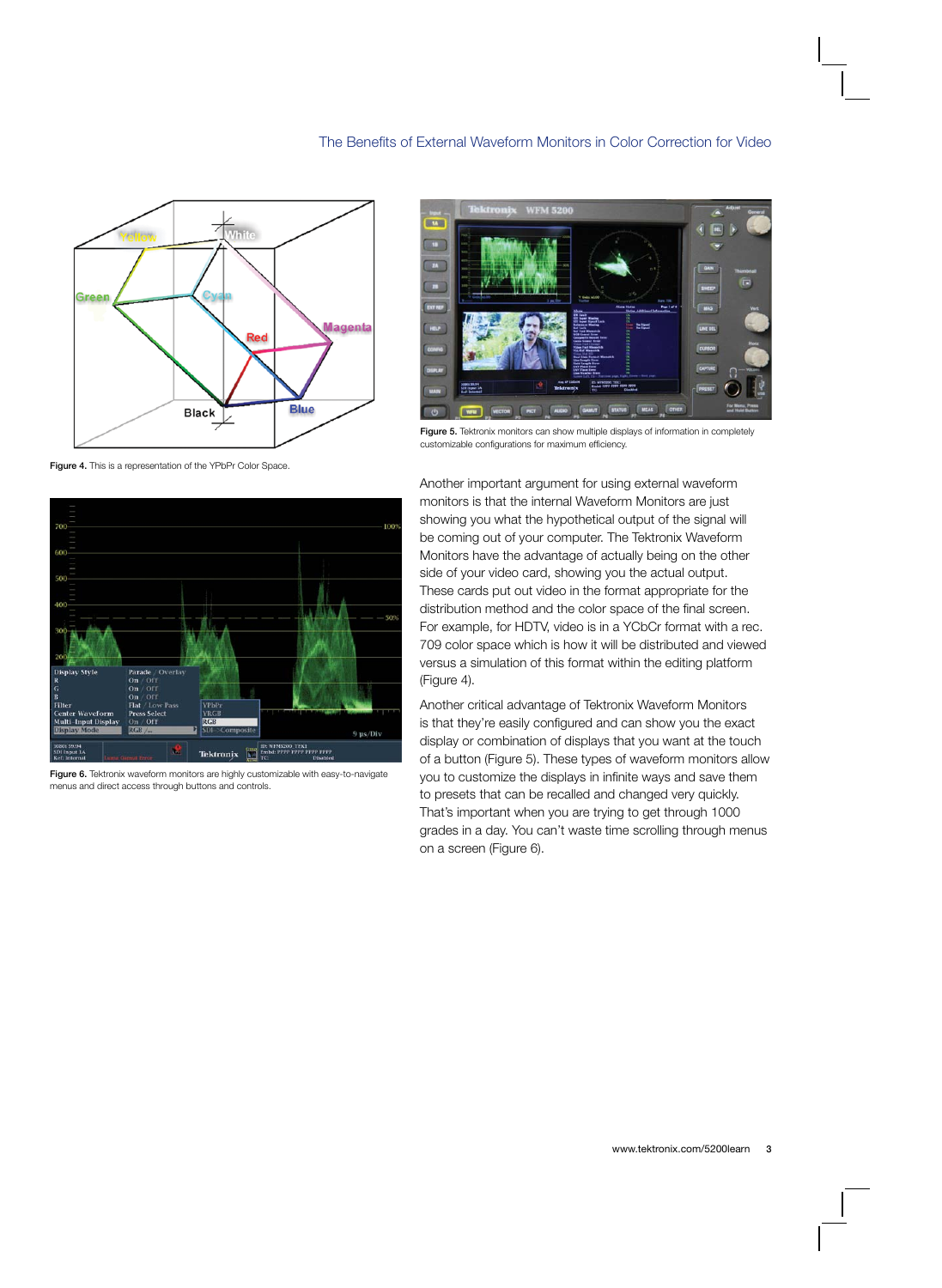Figure 4. This is a representation of the YPbPr Color Space.

Figure 6. Tektronix waveform monitors are highly customizable with easy-to-navigate menus and direct access through buttons and controls.

Figure 5. Tektronix monitors can show multiple displays of information in completely customizable configurations for maximum efficiency.

Another important argument for using external waveform monitors is that the internal Waveform Monitors are just showing you what the hypothetical output of the signal will be coming out of your computer. The Tektronix Waveform Monitors have the advantage of actually being on the other side of your video card, showing you the actual output. These cards put out video in the format appropriate for the distribution method and the color space of the final screen. For example, for HDTV, video is in a YCbCr format with a rec. 709 color space which is how it will be distributed and viewed versus a simulation of this format within the editing platform (Figure 4).

Another critical advantage of Tektronix Waveform Monitors is that they're easily configured and can show you the exact display or combination of displays that you want at the touch of a button (Figure 5). These types of waveform monitors allow you to customize the displays in infinite ways and save them to presets that can be recalled and changed very quickly. That's important when you are trying to get through 1000 grades in a day. You can't waste time scrolling through menus on a screen (Figure 6).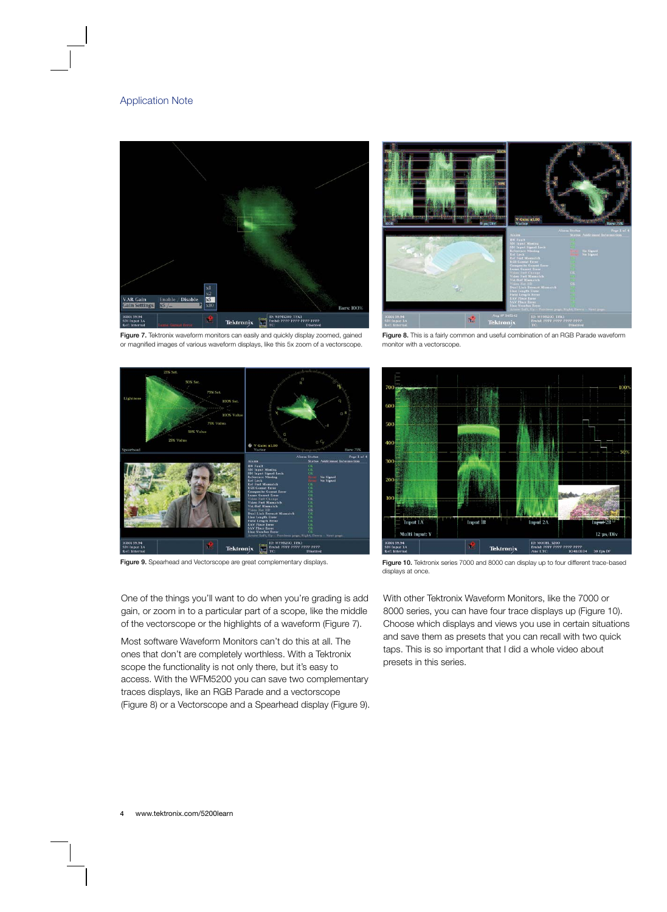Figure 7. Tektronix waveform monitors can easily and quickly display zoomed, gained or magnified images of various waveform displays, like this 5x zoom of a vectorscope.

Figure 8. This is a fairly common and useful combination of an RGB Parade waveform monitor with a vectorscope.

Figure 9. Spearhead and Vectorscope are great complementary displays.

Figure 10. Tektronix series 7000 and 8000 can display up to four different trace-based displays at once.

One of the things you'll want to do when you're grading is add gain, or zoom in to a particular part of a scope, like the middle of the vectorscope or the highlights of a waveform (Figure 7).

Most software Waveform Monitors can't do this at all. The ones that don't are completely worthless. With a Tektronix scope the functionality is not only there, but it's easy to access. With the WFM5200 you can save two complementary traces displays, like an RGB Parade and a vectorscope (Figure 8) or a Vectorscope and a Spearhead display (Figure 9).

With other Tektronix Waveform Monitors, like the 7000 or 8000 series, you can have four trace displays up (Figure 10). Choose which displays and views you use in certain situations and save them as presets that you can recall with two quick taps. This is so important that I did a whole video about presets in this series.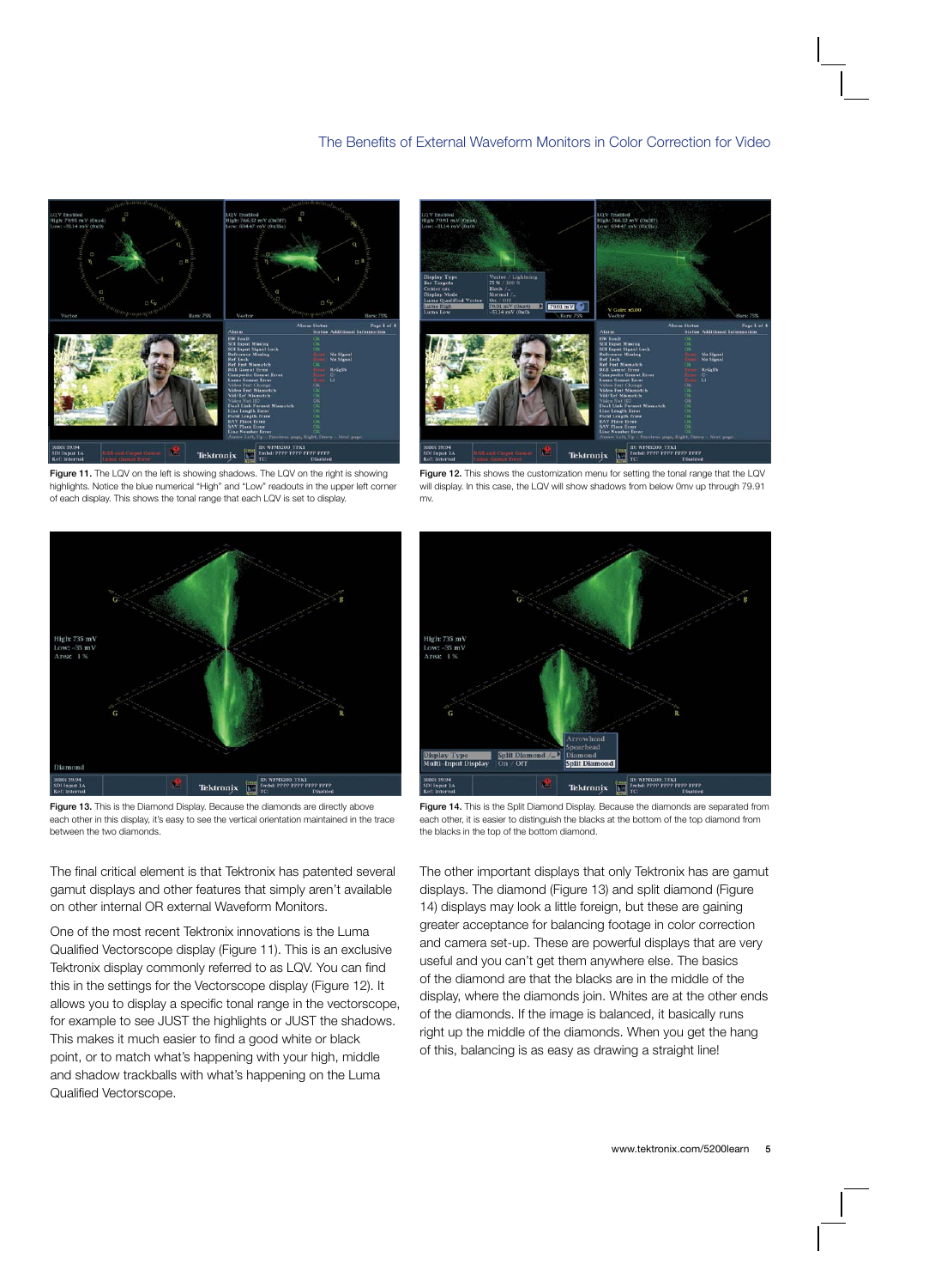Figure 11. The LQV on the left is showing shadows. The LQV on the right is showing highlights. Notice the blue numerical "High" and "Low" readouts in the upper left corner of each display. This shows the tonal range that each LQV is set to display.

Figure 12. This shows the customization menu for setting the tonal range that the LQV will display. In this case, the LQV will show shadows from below 0mv up through 79.91 mv.

Figure 13. This is the Diamond Display. Because the diamonds are directly above each other in this display, it's easy to see the vertical orientation maintained in the trace between the two diamonds.

Figure 14. This is the Split Diamond Display. Because the diamonds are separated from each other, it is easier to distinguish the blacks at the bottom of the top diamond from the blacks in the top of the bottom diamond.

The final critical element is that Tektronix has patented several gamut displays and other features that simply aren't available on other internal OR external Waveform Monitors.

One of the most recent Tektronix innovations is the Luma Qualified Vectorscope display (Figure 11). This is an exclusive Tektronix display commonly referred to as LQV. You can find this in the settings for the Vectorscope display (Figure 12). It allows you to display a specific tonal range in the vectorscope, for example to see JUST the highlights or JUST the shadows. This makes it much easier to find a good white or black point, or to match what's happening with your high, middle and shadow trackballs with what's happening on the Luma Qualified Vectorscope.

The other important displays that only Tektronix has are gamut displays. The diamond (Figure 13) and split diamond (Figure 14) displays may look a little foreign, but these are gaining greater acceptance for balancing footage in color correction and camera set-up. These are powerful displays that are very useful and you can't get them anywhere else. The basics of the diamond are that the blacks are in the middle of the display, where the diamonds join. Whites are at the other ends of the diamonds. If the image is balanced, it basically runs right up the middle of the diamonds. When you get the hang of this, balancing is as easy as drawing a straight line!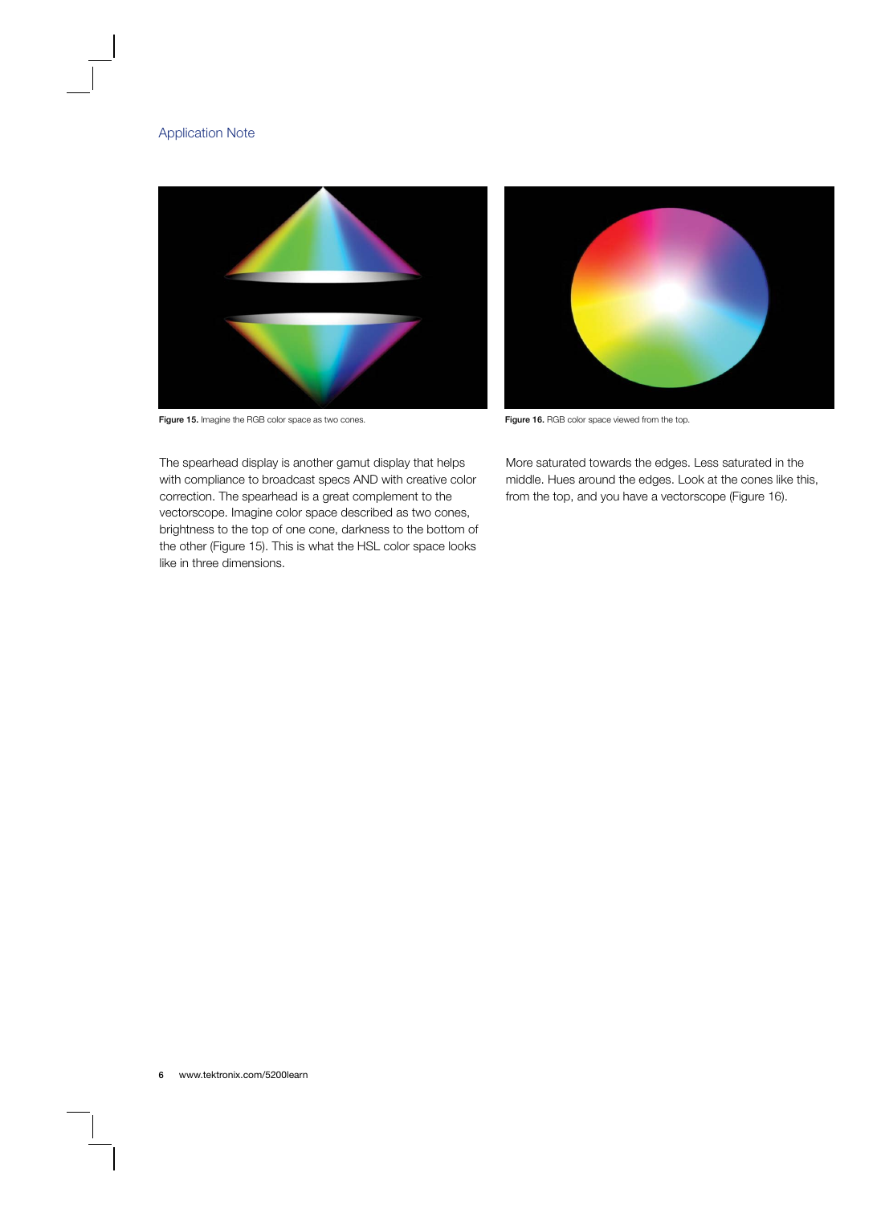Figure 15. Imagine the RGB color space as two cones.

Figure 16. RGB color space viewed from the top.

The spearhead display is another gamut display that helps with compliance to broadcast specs AND with creative color correction. The spearhead is a great complement to the vectorscope. Imagine color space described as two cones, brightness to the top of one cone, darkness to the bottom of the other (Figure 15). This is what the HSL color space looks like in three dimensions.

More saturated towards the edges. Less saturated in the middle. Hues around the edges. Look at the cones like this, from the top, and you have a vectorscope (Figure 16).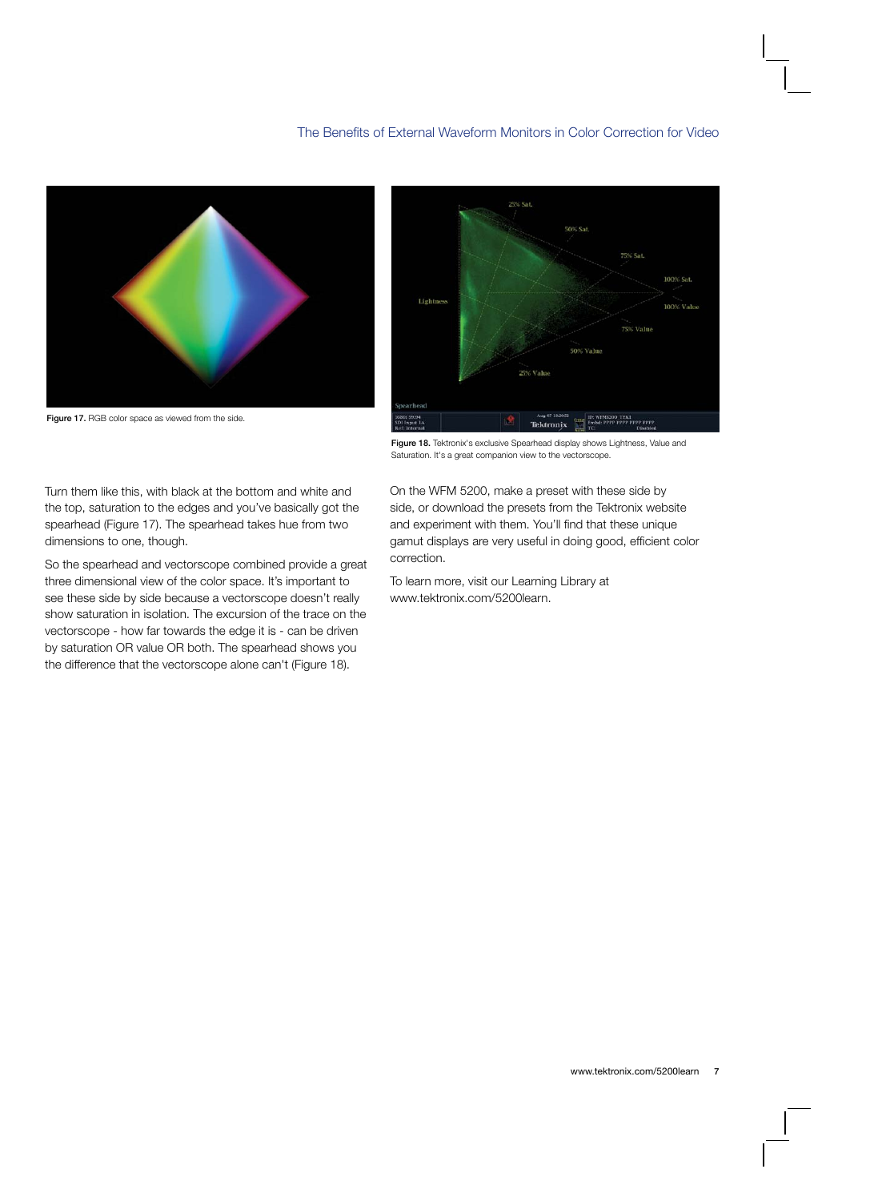Figure 17. RGB color space as viewed from the side.

Figure 18. Tektronix's exclusive Spearhead display shows Lightness, Value and Saturation. It's a great companion view to the vectorscope.

Turn them like this, with black at the bottom and white and the top, saturation to the edges and you've basically got the spearhead (Figure 17). The spearhead takes hue from two dimensions to one, though.

So the spearhead and vectorscope combined provide a great three dimensional view of the color space. It's important to see these side by side because a vectorscope doesn't really show saturation in isolation. The excursion of the trace on the vectorscope - how far towards the edge it is - can be driven by saturation OR value OR both. The spearhead shows you the difference that the vectorscope alone can't (Figure 18).

On the WFM 5200, make a preset with these side by side, or download the presets from the Tektronix website and experiment with them. You'll find that these unique gamut displays are very useful in doing good, efficient color correction.

To learn more, visit our Learning Library at www.tektronix.com/5200learn.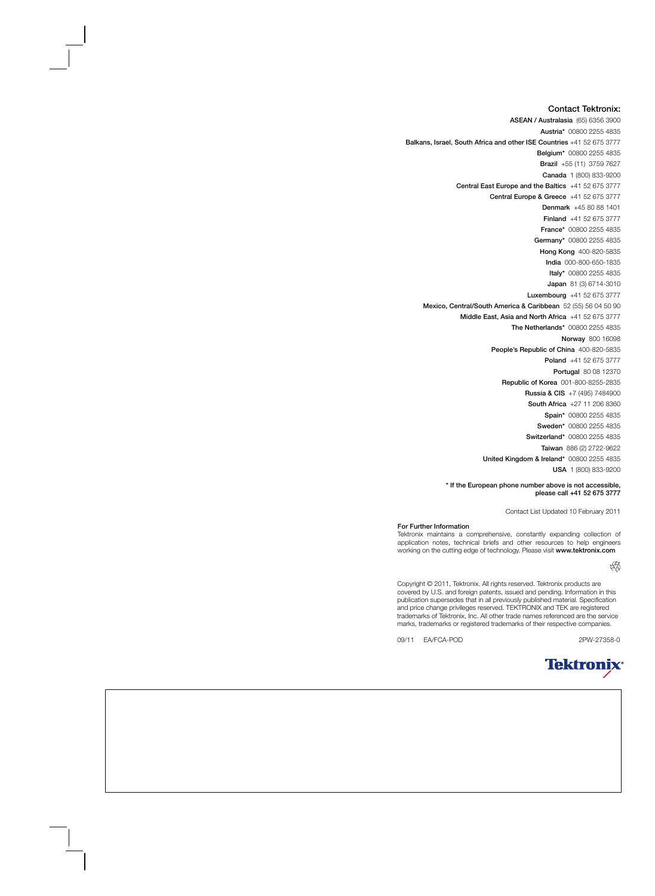## Contact Tektronix:

**ASEAN / Australasia** (65) 6356 3900
**Austria*** 00800 2255 4835
**Balkans, Israel, South Africa and other ISE Countries** +41 52 675 3777
**Belgium*** 00800 2255 4835
**Brazil** +55 (11) 3759 7627
**Canada** 1 (800) 833-9200
**Central East Europe and the Baltics** +41 52 675 3777
**Central Europe & Greece** +41 52 675 3777
**Denmark** +45 80 88 1401
**Finland** +41 52 675 3777
**France*** 00800 2255 4835
**Germany*** 00800 2255 4835
**Hong Kong** 400-820-5835
**India** 000-800-650-1835
**Italy*** 00800 2255 4835
**Japan** 81 (3) 6714-3010
**Luxembourg** +41 52 675 3777
**Mexico, Central/South America & Caribbean** 52 (55) 56 04 50 90
**Middle East, Asia and North Africa** +41 52 675 3777
**The Netherlands*** 00800 2255 4835
**Norway** 800 16098
**People's Republic of China** 400-820-5835
**Poland** +41 52 675 3777
**Portugal** 80 08 12370
**Republic of Korea** 001-800-8255-2835
**Russia & CIS** +7 (495) 7484900
**South Africa** +27 11 206 8360
**Spain*** 00800 2255 4835
**Sweden*** 00800 2255 4835
**Switzerland*** 00800 2255 4835
**Taiwan** 886 (2) 2722-9622
**United Kingdom & Ireland*** 00800 2255 4835
**USA** 1 (800) 833-9200

**\* If the European phone number above is not accessible, please call +41 52 675 3777**

Contact List Updated 10 February 2011

**For Further Information**
Tektronix maintains a comprehensive, constantly expanding collection of application notes, technical briefs and other resources to help engineers working on the cutting edge of technology. Please visit **www.tektronix.com**

Copyright © 2011, Tektronix. All rights reserved. Tektronix products are covered by U.S. and foreign patents, issued and pending. Information in this publication supersedes that in all previously published material. Specification and price change privileges reserved. TEKTRONIX and TEK are registered trademarks of Tektronix, Inc. All other trade names referenced are the service marks, trademarks or registered trademarks of their respective companies.

09/11 EA/FCA-POD 2PW-27358-0

Tektronix®